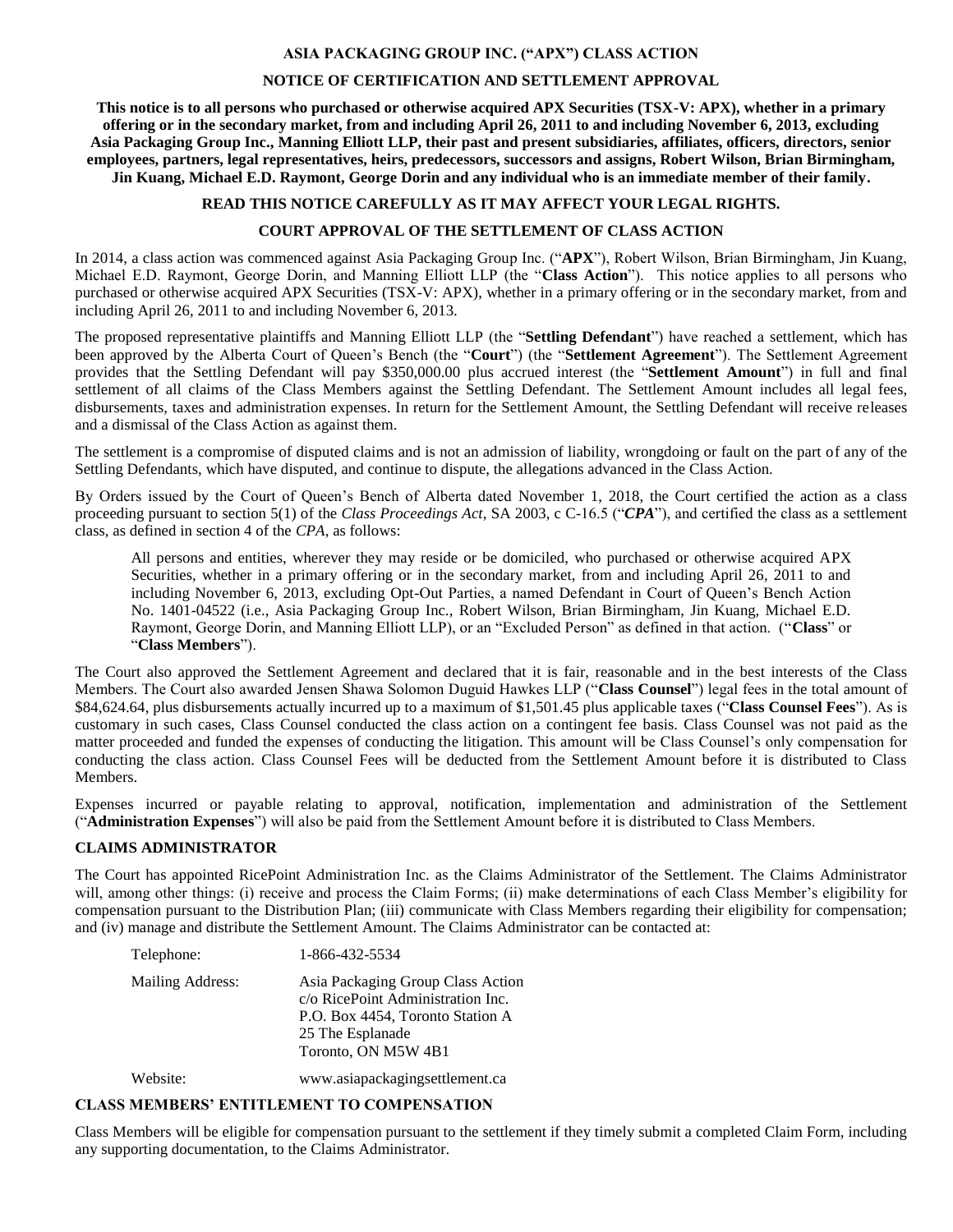# ASIA PACKAGING GROUP INC. ("APX") CLASS ACTION

## NOTICE OF CERTIFICATION AND SETTLEMENT APPROVAL

**This notice is to all persons who purchased or otherwise acquired APX Securities (TSX-V: APX), whether in a primary offering or in the secondary market, from and including April 26, 2011 to and including November 6, 2013, excluding Asia Packaging Group Inc., Manning Elliott LLP, their past and present subsidiaries, affiliates, officers, directors, senior employees, partners, legal representatives, heirs, predecessors, successors and assigns, Robert Wilson, Brian Birmingham, Jin Kuang, Michael E.D. Raymont, George Dorin and any individual who is an immediate member of their family.**

**READ THIS NOTICE CAREFULLY AS IT MAY AFFECT YOUR LEGAL RIGHTS.**

## COURT APPROVAL OF THE SETTLEMENT OF CLASS ACTION

In 2014, a class action was commenced against Asia Packaging Group Inc. ("**APX**"), Robert Wilson, Brian Birmingham, Jin Kuang, Michael E.D. Raymont, George Dorin, and Manning Elliott LLP (the "**Class Action**"). This notice applies to all persons who purchased or otherwise acquired APX Securities (TSX-V: APX), whether in a primary offering or in the secondary market, from and including April 26, 2011 to and including November 6, 2013.

The proposed representative plaintiffs and Manning Elliott LLP (the "**Settling Defendant**") have reached a settlement, which has been approved by the Alberta Court of Queen's Bench (the "**Court**") (the "**Settlement Agreement**"). The Settlement Agreement provides that the Settling Defendant will pay \$350,000.00 plus accrued interest (the "**Settlement Amount**") in full and final settlement of all claims of the Class Members against the Settling Defendant. The Settlement Amount includes all legal fees, disbursements, taxes and administration expenses. In return for the Settlement Amount, the Settling Defendant will receive releases and a dismissal of the Class Action as against them.

The settlement is a compromise of disputed claims and is not an admission of liability, wrongdoing or fault on the part of any of the Settling Defendants, which have disputed, and continue to dispute, the allegations advanced in the Class Action.

By Orders issued by the Court of Queen's Bench of Alberta dated November 1, 2018, the Court certified the action as a class proceeding pursuant to section 5(1) of the *Class Proceedings Act*, SA 2003, c C-16.5 ("***CPA***"), and certified the class as a settlement class, as defined in section 4 of the *CPA*, as follows:

> All persons and entities, wherever they may reside or be domiciled, who purchased or otherwise acquired APX Securities, whether in a primary offering or in the secondary market, from and including April 26, 2011 to and including November 6, 2013, excluding Opt-Out Parties, a named Defendant in Court of Queen's Bench Action No. 1401-04522 (i.e., Asia Packaging Group Inc., Robert Wilson, Brian Birmingham, Jin Kuang, Michael E.D. Raymont, George Dorin, and Manning Elliott LLP), or an "Excluded Person" as defined in that action. ("**Class**" or "**Class Members**").

The Court also approved the Settlement Agreement and declared that it is fair, reasonable and in the best interests of the Class Members. The Court also awarded Jensen Shawa Solomon Duguid Hawkes LLP ("**Class Counsel**") legal fees in the total amount of \$84,624.64, plus disbursements actually incurred up to a maximum of \$1,501.45 plus applicable taxes ("**Class Counsel Fees**"). As is customary in such cases, Class Counsel conducted the class action on a contingent fee basis. Class Counsel was not paid as the matter proceeded and funded the expenses of conducting the litigation. This amount will be Class Counsel's only compensation for conducting the class action. Class Counsel Fees will be deducted from the Settlement Amount before it is distributed to Class Members.

Expenses incurred or payable relating to approval, notification, implementation and administration of the Settlement ("**Administration Expenses**") will also be paid from the Settlement Amount before it is distributed to Class Members.

## CLAIMS ADMINISTRATOR

The Court has appointed RicePoint Administration Inc. as the Claims Administrator of the Settlement. The Claims Administrator will, among other things: (i) receive and process the Claim Forms; (ii) make determinations of each Class Member's eligibility for compensation pursuant to the Distribution Plan; (iii) communicate with Class Members regarding their eligibility for compensation; and (iv) manage and distribute the Settlement Amount. The Claims Administrator can be contacted at:

Telephone: 1-866-432-5534

Mailing Address:
Asia Packaging Group Class Action
c/o RicePoint Administration Inc.
P.O. Box 4454, Toronto Station A
25 The Esplanade
Toronto, ON M5W 4B1

Website: www.asiapackagingsettlement.ca

## CLASS MEMBERS' ENTITLEMENT TO COMPENSATION

Class Members will be eligible for compensation pursuant to the settlement if they timely submit a completed Claim Form, including any supporting documentation, to the Claims Administrator.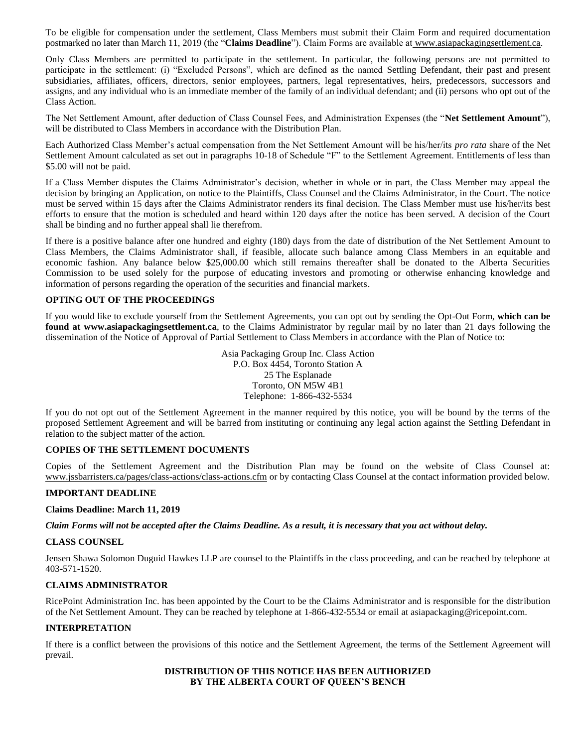To be eligible for compensation under the settlement, Class Members must submit their Claim Form and required documentation postmarked no later than March 11, 2019 (the "**Claims Deadline**"). Claim Forms are available at www.asiapackagingsettlement.ca.

Only Class Members are permitted to participate in the settlement. In particular, the following persons are not permitted to participate in the settlement: (i) "Excluded Persons", which are defined as the named Settling Defendant, their past and present subsidiaries, affiliates, officers, directors, senior employees, partners, legal representatives, heirs, predecessors, successors and assigns, and any individual who is an immediate member of the family of an individual defendant; and (ii) persons who opt out of the Class Action.

The Net Settlement Amount, after deduction of Class Counsel Fees, and Administration Expenses (the "**Net Settlement Amount**"), will be distributed to Class Members in accordance with the Distribution Plan.

Each Authorized Class Member's actual compensation from the Net Settlement Amount will be his/her/its *pro rata* share of the Net Settlement Amount calculated as set out in paragraphs 10-18 of Schedule "F" to the Settlement Agreement. Entitlements of less than $5.00 will not be paid.

If a Class Member disputes the Claims Administrator's decision, whether in whole or in part, the Class Member may appeal the decision by bringing an Application, on notice to the Plaintiffs, Class Counsel and the Claims Administrator, in the Court. The notice must be served within 15 days after the Claims Administrator renders its final decision. The Class Member must use his/her/its best efforts to ensure that the motion is scheduled and heard within 120 days after the notice has been served. A decision of the Court shall be binding and no further appeal shall lie therefrom.

If there is a positive balance after one hundred and eighty (180) days from the date of distribution of the Net Settlement Amount to Class Members, the Claims Administrator shall, if feasible, allocate such balance among Class Members in an equitable and economic fashion. Any balance below $25,000.00 which still remains thereafter shall be donated to the Alberta Securities Commission to be used solely for the purpose of educating investors and promoting or otherwise enhancing knowledge and information of persons regarding the operation of the securities and financial markets.

**OPTING OUT OF THE PROCEEDINGS**

If you would like to exclude yourself from the Settlement Agreements, you can opt out by sending the Opt-Out Form, **which can be found at www.asiapackagingsettlement.ca**, to the Claims Administrator by regular mail by no later than 21 days following the dissemination of the Notice of Approval of Partial Settlement to Class Members in accordance with the Plan of Notice to:

Asia Packaging Group Inc. Class Action
P.O. Box 4454, Toronto Station A
25 The Esplanade
Toronto, ON M5W 4B1
Telephone: 1-866-432-5534

If you do not opt out of the Settlement Agreement in the manner required by this notice, you will be bound by the terms of the proposed Settlement Agreement and will be barred from instituting or continuing any legal action against the Settling Defendant in relation to the subject matter of the action.

**COPIES OF THE SETTLEMENT DOCUMENTS**

Copies of the Settlement Agreement and the Distribution Plan may be found on the website of Class Counsel at: www.jssbarristers.ca/pages/class-actions/class-actions.cfm or by contacting Class Counsel at the contact information provided below.

**IMPORTANT DEADLINE**

**Claims Deadline: March 11, 2019**

***Claim Forms will not be accepted after the Claims Deadline. As a result, it is necessary that you act without delay.***

**CLASS COUNSEL**

Jensen Shawa Solomon Duguid Hawkes LLP are counsel to the Plaintiffs in the class proceeding, and can be reached by telephone at 403-571-1520.

**CLAIMS ADMINISTRATOR**

RicePoint Administration Inc. has been appointed by the Court to be the Claims Administrator and is responsible for the distribution of the Net Settlement Amount. They can be reached by telephone at 1-866-432-5534 or email at asiapackaging@ricepoint.com.

**INTERPRETATION**

If there is a conflict between the provisions of this notice and the Settlement Agreement, the terms of the Settlement Agreement will prevail.

**DISTRIBUTION OF THIS NOTICE HAS BEEN AUTHORIZED BY THE ALBERTA COURT OF QUEEN'S BENCH**